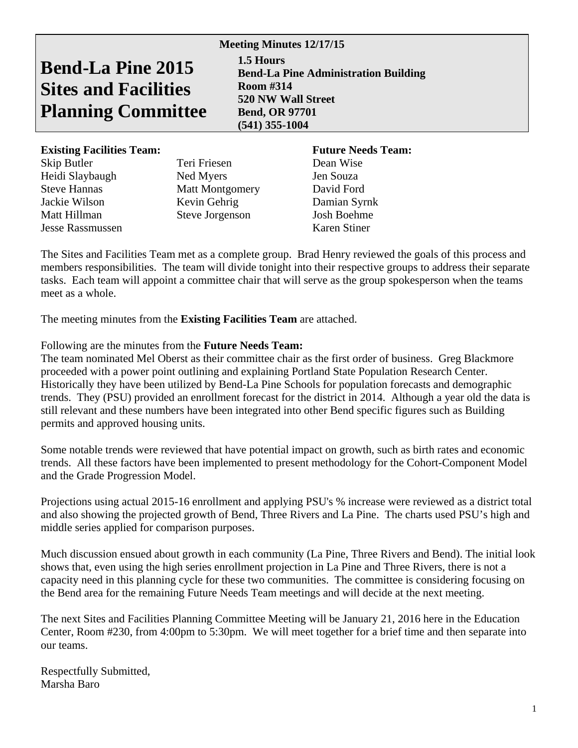# Bend-La Pine 2015 Sites and Facilities Planning Committee

**Meeting Minutes 12/17/15**

**1.5 Hours**
**Bend-La Pine Administration Building**
**Room #314**
**520 NW Wall Street**
**Bend, OR 97701**
**(541) 355-1004**

**Existing Facilities Team:**

Skip Butler
Heidi Slaybaugh
Steve Hannas
Jackie Wilson
Matt Hillman
Jesse Rassmussen
Teri Friesen
Ned Myers
Matt Montgomery
Kevin Gehrig
Steve Jorgenson

**Future Needs Team:**

Dean Wise
Jen Souza
David Ford
Damian Syrnk
Josh Boehme
Karen Stiner

The Sites and Facilities Team met as a complete group. Brad Henry reviewed the goals of this process and members responsibilities. The team will divide tonight into their respective groups to address their separate tasks. Each team will appoint a committee chair that will serve as the group spokesperson when the teams meet as a whole.

The meeting minutes from the **Existing Facilities Team** are attached.

Following are the minutes from the **Future Needs Team:**
The team nominated Mel Oberst as their committee chair as the first order of business. Greg Blackmore proceeded with a power point outlining and explaining Portland State Population Research Center. Historically they have been utilized by Bend-La Pine Schools for population forecasts and demographic trends. They (PSU) provided an enrollment forecast for the district in 2014. Although a year old the data is still relevant and these numbers have been integrated into other Bend specific figures such as Building permits and approved housing units.

Some notable trends were reviewed that have potential impact on growth, such as birth rates and economic trends. All these factors have been implemented to present methodology for the Cohort-Component Model and the Grade Progression Model.

Projections using actual 2015-16 enrollment and applying PSU's % increase were reviewed as a district total and also showing the projected growth of Bend, Three Rivers and La Pine. The charts used PSU's high and middle series applied for comparison purposes.

Much discussion ensued about growth in each community (La Pine, Three Rivers and Bend). The initial look shows that, even using the high series enrollment projection in La Pine and Three Rivers, there is not a capacity need in this planning cycle for these two communities. The committee is considering focusing on the Bend area for the remaining Future Needs Team meetings and will decide at the next meeting.

The next Sites and Facilities Planning Committee Meeting will be January 21, 2016 here in the Education Center, Room #230, from 4:00pm to 5:30pm. We will meet together for a brief time and then separate into our teams.

Respectfully Submitted,
Marsha Baro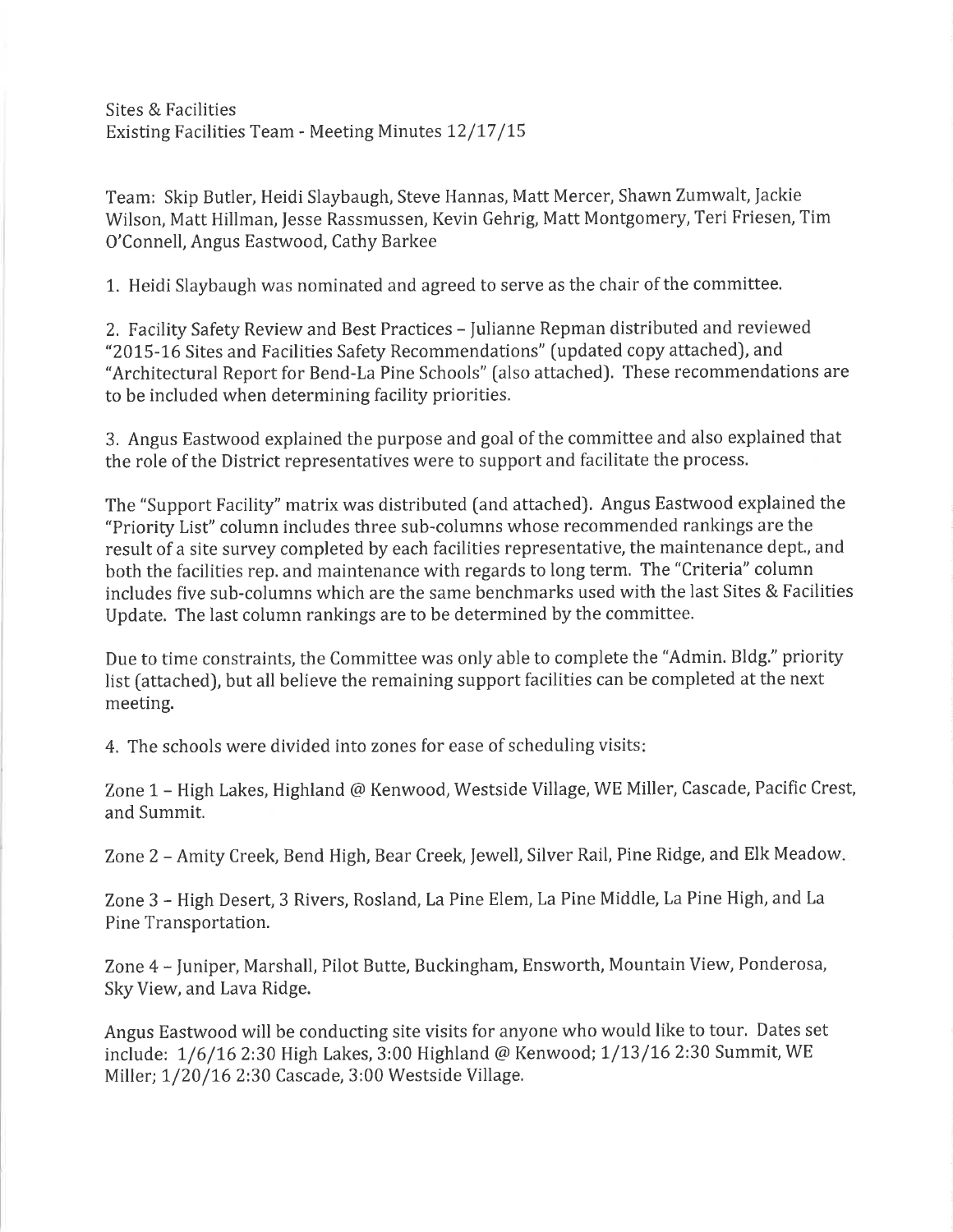Sites & Facilities
Existing Facilities Team - Meeting Minutes 12/17/15

Team: Skip Butler, Heidi Slaybaugh, Steve Hannas, Matt Mercer, Shawn Zumwalt, Jackie Wilson, Matt Hillman, Jesse Rassmussen, Kevin Gehrig, Matt Montgomery, Teri Friesen, Tim O'Connell, Angus Eastwood, Cathy Barkee

1. Heidi Slaybaugh was nominated and agreed to serve as the chair of the committee.

2. Facility Safety Review and Best Practices – Julianne Repman distributed and reviewed "2015-16 Sites and Facilities Safety Recommendations" (updated copy attached), and "Architectural Report for Bend-La Pine Schools" (also attached). These recommendations are to be included when determining facility priorities.

3. Angus Eastwood explained the purpose and goal of the committee and also explained that the role of the District representatives were to support and facilitate the process.

The "Support Facility" matrix was distributed (and attached). Angus Eastwood explained the "Priority List" column includes three sub-columns whose recommended rankings are the result of a site survey completed by each facilities representative, the maintenance dept., and both the facilities rep. and maintenance with regards to long term. The "Criteria" column includes five sub-columns which are the same benchmarks used with the last Sites & Facilities Update. The last column rankings are to be determined by the committee.

Due to time constraints, the Committee was only able to complete the "Admin. Bldg." priority list (attached), but all believe the remaining support facilities can be completed at the next meeting.

4. The schools were divided into zones for ease of scheduling visits:

Zone 1 – High Lakes, Highland @ Kenwood, Westside Village, WE Miller, Cascade, Pacific Crest, and Summit.

Zone 2 – Amity Creek, Bend High, Bear Creek, Jewell, Silver Rail, Pine Ridge, and Elk Meadow.

Zone 3 – High Desert, 3 Rivers, Rosland, La Pine Elem, La Pine Middle, La Pine High, and La Pine Transportation.

Zone 4 – Juniper, Marshall, Pilot Butte, Buckingham, Ensworth, Mountain View, Ponderosa, Sky View, and Lava Ridge.

Angus Eastwood will be conducting site visits for anyone who would like to tour. Dates set include: 1/6/16 2:30 High Lakes, 3:00 Highland @ Kenwood; 1/13/16 2:30 Summit, WE Miller; 1/20/16 2:30 Cascade, 3:00 Westside Village.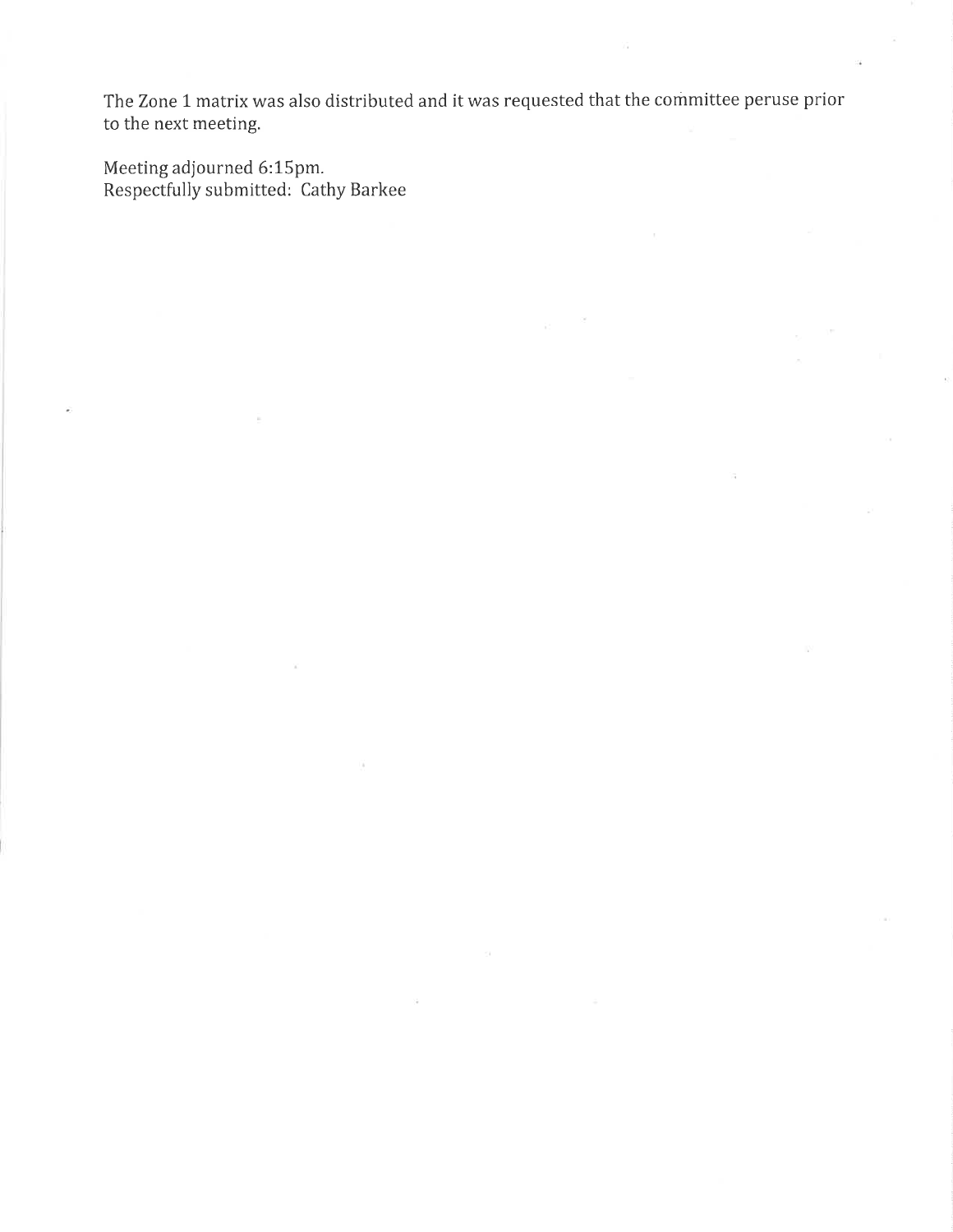The Zone 1 matrix was also distributed and it was requested that the committee peruse prior to the next meeting.

Meeting adjourned 6:15pm.
Respectfully submitted: Cathy Barkee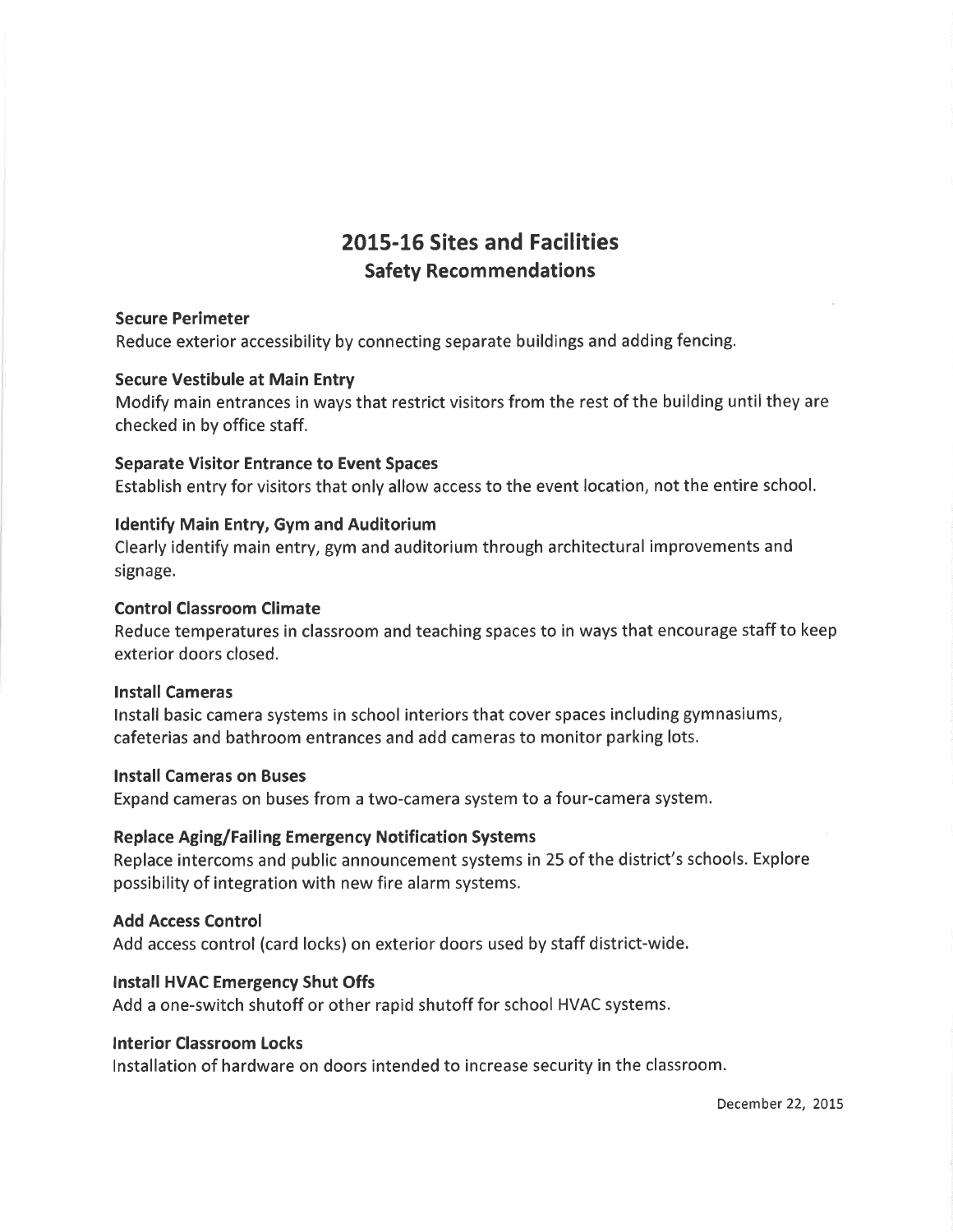# 2015-16 Sites and Facilities

## Safety Recommendations

**Secure Perimeter**

Reduce exterior accessibility by connecting separate buildings and adding fencing.

**Secure Vestibule at Main Entry**

Modify main entrances in ways that restrict visitors from the rest of the building until they are checked in by office staff.

**Separate Visitor Entrance to Event Spaces**

Establish entry for visitors that only allow access to the event location, not the entire school.

**Identify Main Entry, Gym and Auditorium**

Clearly identify main entry, gym and auditorium through architectural improvements and signage.

**Control Classroom Climate**

Reduce temperatures in classroom and teaching spaces to in ways that encourage staff to keep exterior doors closed.

**Install Cameras**

Install basic camera systems in school interiors that cover spaces including gymnasiums, cafeterias and bathroom entrances and add cameras to monitor parking lots.

**Install Cameras on Buses**

Expand cameras on buses from a two-camera system to a four-camera system.

**Replace Aging/Failing Emergency Notification Systems**

Replace intercoms and public announcement systems in 25 of the district's schools. Explore possibility of integration with new fire alarm systems.

**Add Access Control**

Add access control (card locks) on exterior doors used by staff district-wide.

**Install HVAC Emergency Shut Offs**

Add a one-switch shutoff or other rapid shutoff for school HVAC systems.

**Interior Classroom Locks**

Installation of hardware on doors intended to increase security in the classroom.

December 22, 2015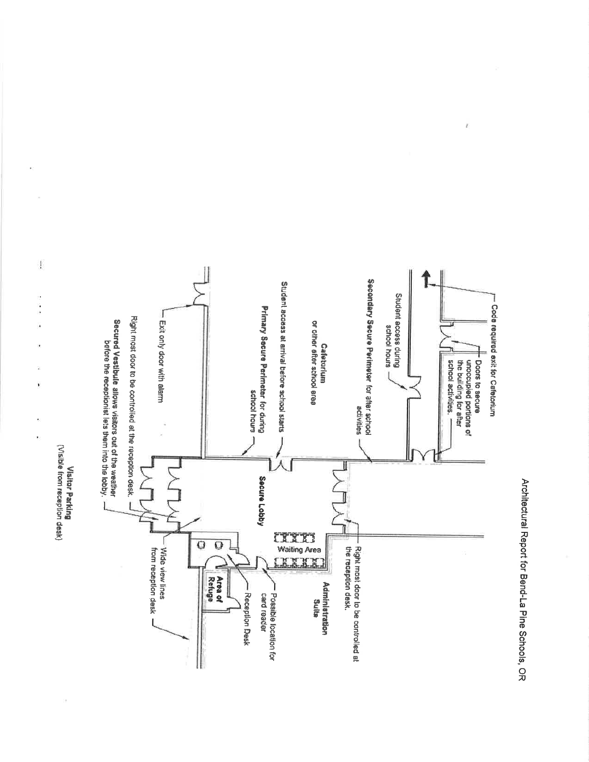# Architectural Report for Bend-La Pine Schools, OR

Code required exit for Cafetorium

Doors to secure unoccupied portions of the building for after school activities.

Student access during school hours

Secondary Secure Perimeter for after school activities

Cafetorium or other after school area

Student access at arrival before school starts

Primary Secure Perimeter for during school hours

Secure Lobby

Right most door to be controlled at the reception desk.

Administration Suite

Waiting Area

Possible location for card reader

Area of Refuge

Reception Desk

Exit only door with alarm

Right most door to be controlled at the reception desk.

Secured Vestibule allows visitors out of the weather before the receptionist lets them into the lobby.

Wide view lines from reception desk

**Visitor Parking**
(Visible from reception desk)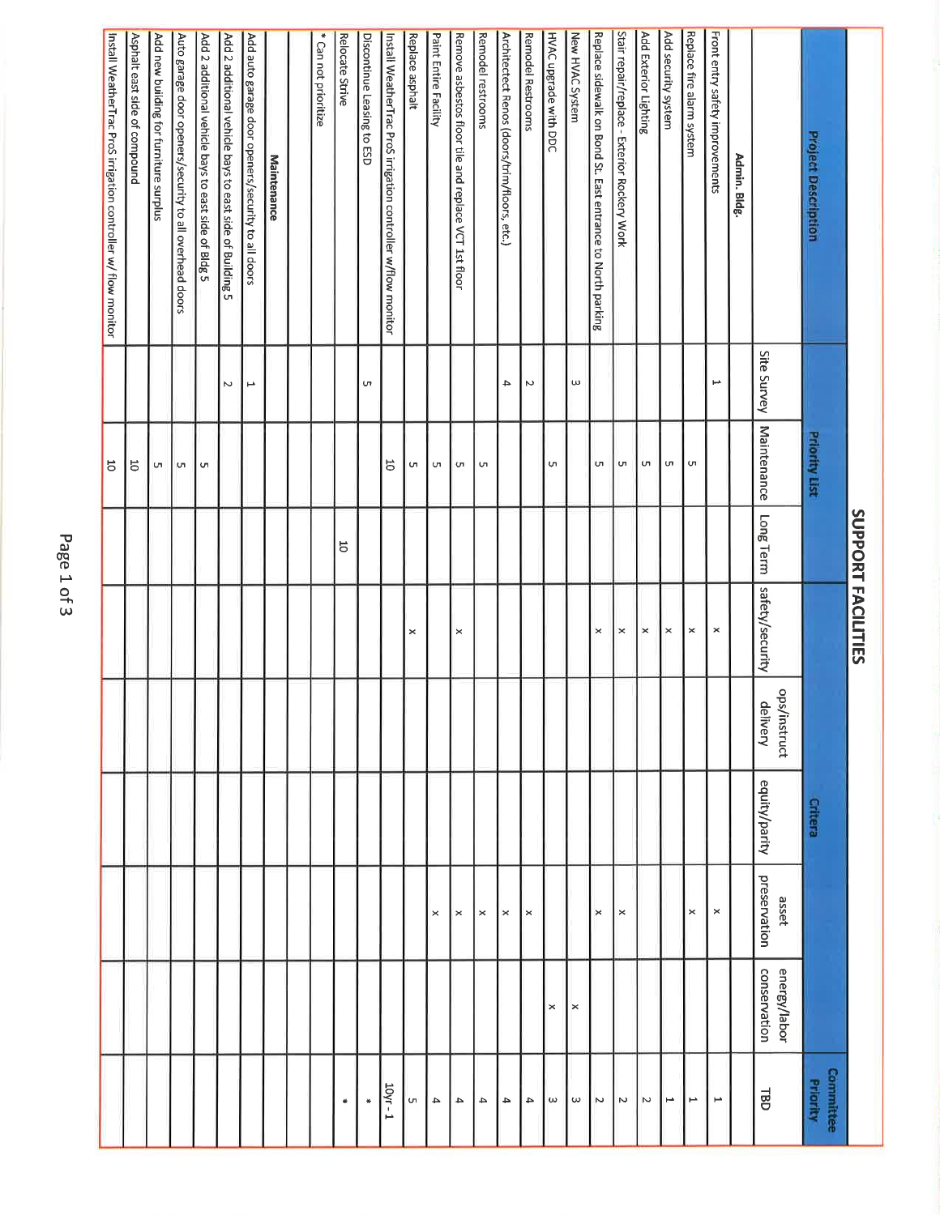# SUPPORT FACILITIES

| Project Description | Priority List | | | Critera | | | | | Committee Priority |
|---|---|---|---|---|---|---|---|---|---|
| | Site Survey | Maintenance | Long Term | safety/security | ops/instruct delivery | equity/parity | asset preservation | energy/labor conservation | TBD |
| **Admin. Bldg.** | | | | | | | | | |
| Front entry safety improvements | 1 | | | x | | | x | | 1 |
| Replace fire alarm system | | 5 | | x | | | x | | 1 |
| Add security system | | 5 | | x | | | | | 1 |
| Add Exterior Lighting | | 5 | | x | | | | | 2 |
| Stair repair/replace - Exterior Rockery Work | | 5 | | x | | | x | | 2 |
| Replace sidewalk on Bond St. East entrance to North parking | | 5 | | x | | | x | | 2 |
| New HVAC System | 3 | | | | | | | x | 3 |
| HVAC upgrade with DDC | | 5 | | | | | | x | 3 |
| Remodel Restrooms | 2 | | | | | | x | | 4 |
| Architectect Renos (doors/trim/floors, etc.) | 4 | | | | | | x | | 4 |
| Remodel restrooms | | 5 | | | | | x | | 4 |
| Remove asbestos floor tile and replace VCT 1st floor | | 5 | | x | | | x | | 4 |
| Paint Entire Facility | | 5 | | | | | x | | 4 |
| Replace asphalt | | 5 | | x | | | | | 5 |
| Install WeatherTrac ProS irrigation controller w/flow monitor | | 10 | | | | | | | 10yr - 1 |
| Discontinue Leasing to ESD | 5 | | | | | | | | * |
| Relocate Strive | | | 10 | | | | | | * |
| * Can not prioritize | | | | | | | | | |
| | | | | | | | | | |
| **Maintenance** | | | | | | | | | |
| Add auto garage door openers/security to all doors | 1 | | | | | | | | |
| Add 2 additional vehicle bays to east side of Building 5 | 2 | | | | | | | | |
| Add 2 additional vehicle bays to east side of Bldg 5 | | 5 | | | | | | | |
| Auto garage door openers/security to all overhead doors | | 5 | | | | | | | |
| Add new building for furniture surplus | | 5 | | | | | | | |
| Asphalt east side of compound | | 10 | | | | | | | |
| Install WeatherTrac ProS irrigation controller w/ flow monitor | | 10 | | | | | | | |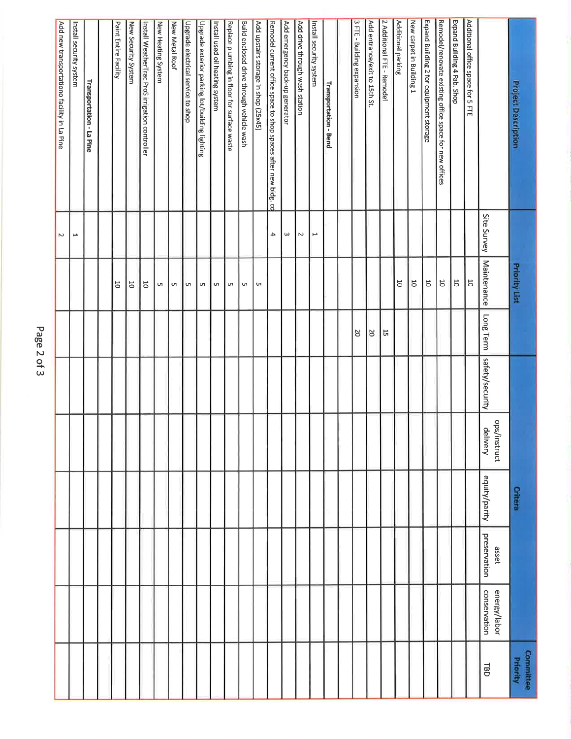| Project Description | Priority List | | | Critera | | | | | Committee Priority |
|---|---|---|---|---|---|---|---|---|---|
| | Site Survey | Maintenance | Long Term | safety/security | ops/instruct delivery | equity/parity | asset preservation | energy/labor conservation | TBD |
| Additional office space for 5 FTE | | 10 | | | | | | | |
| Expand Building 4 Fab. Shop | | 10 | | | | | | | |
| Remodel/renovate existing office space for new offices | | 10 | | | | | | | |
| Expand Building 2 for equipment storage | | 10 | | | | | | | |
| New carpet in Building 1 | | 10 | | | | | | | |
| Additional parking | | 10 | | | | | | | |
| 2 Additional FTE - Remodel | | | 15 | | | | | | |
| Add entrance/exit to 15th St. | | | 20 | | | | | | |
| 3 FTE - Building expansion | | | 20 | | | | | | |
| | | | | | | | | | |
| **Transportation - Bend** | | | | | | | | | |
| Install security system | 1 | | | | | | | | |
| Add drive through wash station | 2 | | | | | | | | |
| Add emergency back-up generator | 3 | | | | | | | | |
| Remodel current office space to shop spaces after new bldg. co | 4 | | | | | | | | |
| Add upstairs storage in shop (25x45) | | 5 | | | | | | | |
| Build enclosed drive through vehicle wash | | 5 | | | | | | | |
| Replace plumbing in floor for surface waste | | 5 | | | | | | | |
| Install used oil heating system | | 5 | | | | | | | |
| Upgrade exterior parking lot/building lighting | | 5 | | | | | | | |
| Upgrade electrical service to shop | | 5 | | | | | | | |
| New Metal Roof | | 5 | | | | | | | |
| New Heating System | | 5 | | | | | | | |
| Install WeatherTrac ProS irrigation controller | | 10 | | | | | | | |
| New Security System | | 10 | | | | | | | |
| Paint Entire Facility | | 10 | | | | | | | |
| | | | | | | | | | |
| **Transportation - La Pine** | | | | | | | | | |
| Install security system | 1 | | | | | | | | |
| Add new transportationo facility in La Pine | 2 | | | | | | | | |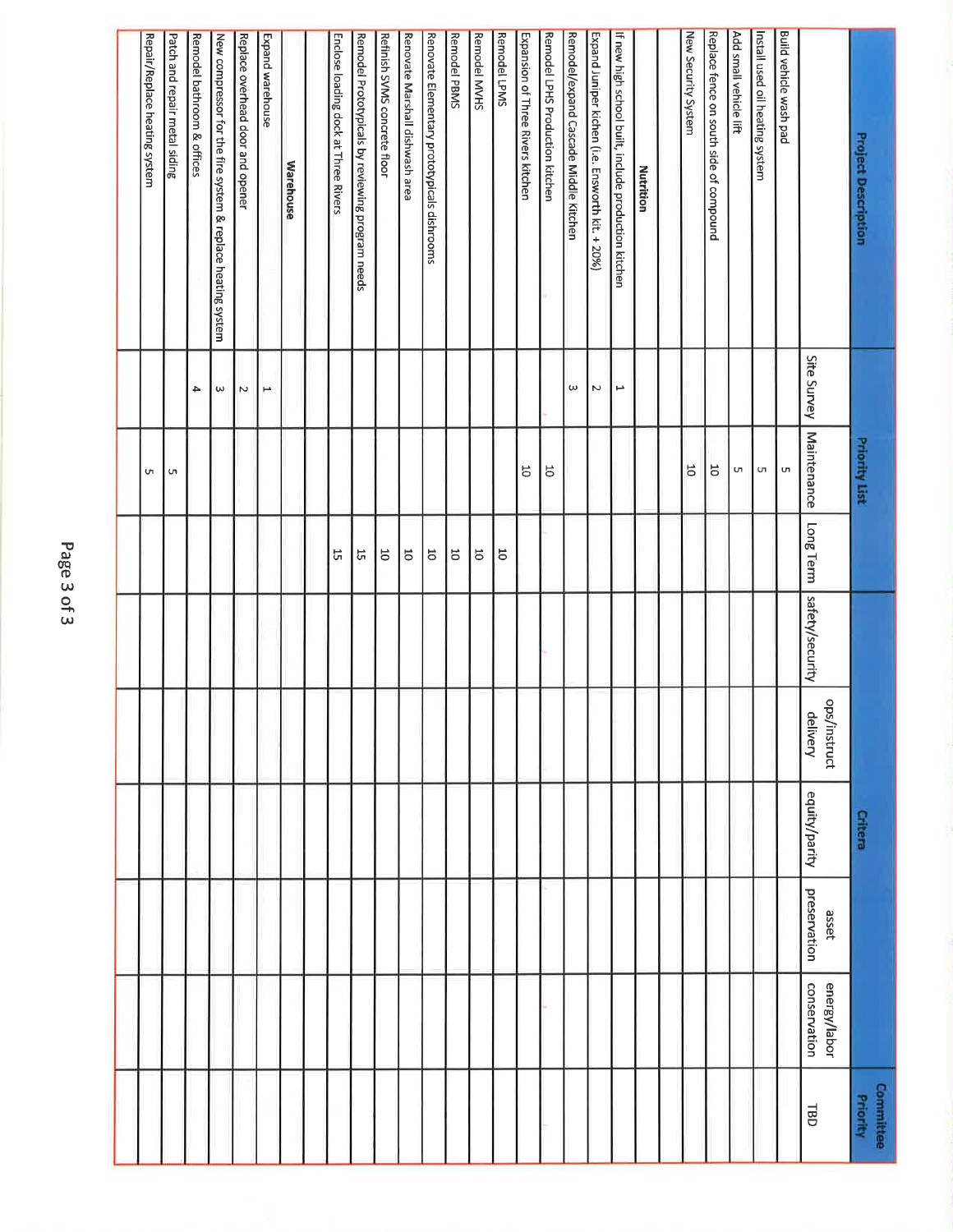| Project Description | Priority List | | | Criteria | | | | | Committee Priority |
|---|---|---|---|---|---|---|---|---|---|
| | Site Survey | Maintenance | Long Term | safety/security | ops/instruct delivery | equity/parity | asset preservation | energy/labor conservation | TBD |
| Build vehicle wash pad | | 5 | | | | | | | |
| Install used oil heating system | | 5 | | | | | | | |
| Add small vehicle lift | | 5 | | | | | | | |
| Replace fence on south side of compound | | 10 | | | | | | | |
| New Security System | | 10 | | | | | | | |
| | | | | | | | | | |
| **Nutrition** | | | | | | | | | |
| If new high school built, include production kitchen | 1 | | | | | | | | |
| Expand Juniper kitchen (i.e. Ensworth kit. + 20%) | 2 | | | | | | | | |
| Remodel/expand Cascade Middle Kitchen | 3 | | | | | | | | |
| Remodel LPHS Production kitchen | | 10 | | | | | | | |
| Expansion of Three Rivers kitchen | | 10 | | | | | | | |
| Remodel LPMS | | | 10 | | | | | | |
| Remodel MVHS | | | 10 | | | | | | |
| Remodel PBMS | | | 10 | | | | | | |
| Renovate Elementary prototypicals dishrooms | | | 10 | | | | | | |
| Renovate Marshall dishwash area | | | 10 | | | | | | |
| Refinish SVMS concrete floor | | | 10 | | | | | | |
| Remodel Prototypicals by reviewing program needs | | | 15 | | | | | | |
| Enclose loading dock at Three Rivers | | | 15 | | | | | | |
| | | | | | | | | | |
| **Warehouse** | | | | | | | | | |
| Expand warehouse | 1 | | | | | | | | |
| Replace overhead door and opener | 2 | | | | | | | | |
| New compressor for the fire system & replace heating system | 3 | | | | | | | | |
| Remodel bathroom & offices | 4 | | | | | | | | |
| Patch and repair metal siding | | 5 | | | | | | | |
| Repair/Replace heating system | | 5 | | | | | | | |
| | | | | | | | | | |